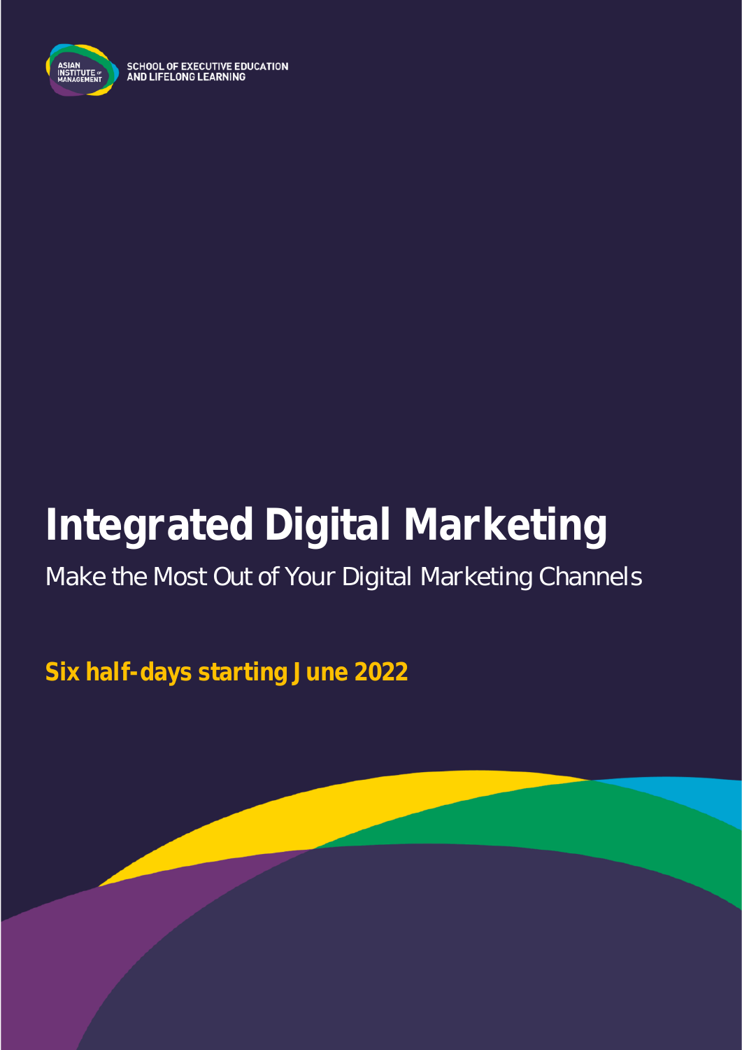ASIAN INSTITUTE OF MANAGEMENT

SCHOOL OF EXECUTIVE EDUCATION AND LIFELONG LEARNING

# Integrated Digital Marketing

Make the Most Out of Your Digital Marketing Channels

**Six half-days starting June 2022**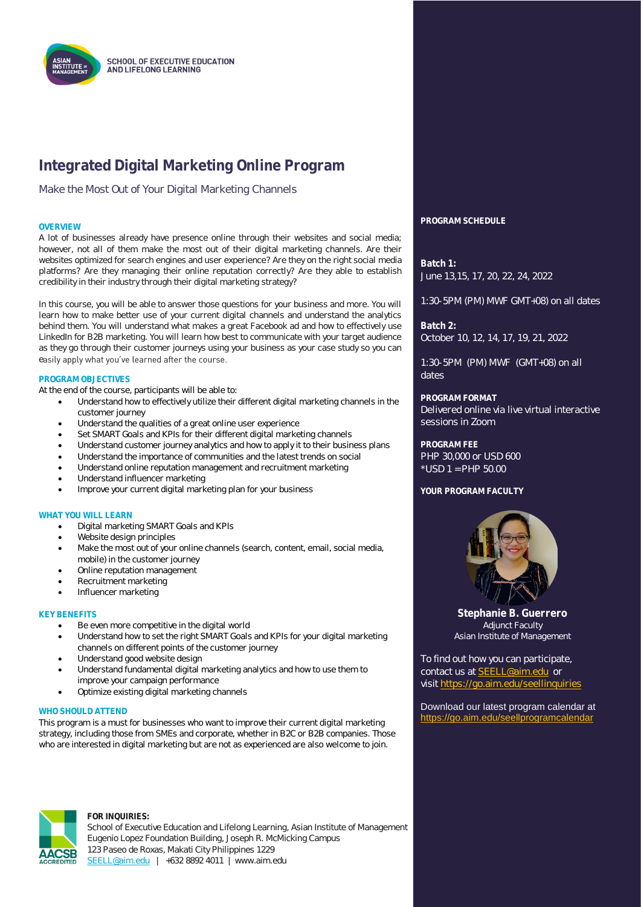SCHOOL OF EXECUTIVE EDUCATION AND LIFELONG LEARNING

# Integrated Digital Marketing Online Program

Make the Most Out of Your Digital Marketing Channels

## OVERVIEW

A lot of businesses already have presence online through their websites and social media; however, not all of them make the most out of their digital marketing channels. Are their websites optimized for search engines and user experience? Are they on the right social media platforms? Are they managing their online reputation correctly? Are they able to establish credibility in their industry through their digital marketing strategy?

In this course, you will be able to answer those questions for your business and more. You will learn how to make better use of your current digital channels and understand the analytics behind them. You will understand what makes a great Facebook ad and how to effectively use LinkedIn for B2B marketing. You will learn how best to communicate with your target audience as they go through their customer journeys using your business as your case study so you can easily apply what you've learned after the course.

## PROGRAM OBJECTIVES

At the end of the course, participants will be able to:

- Understand how to effectively utilize their different digital marketing channels in the customer journey
- Understand the qualities of a great online user experience
- Set SMART Goals and KPIs for their different digital marketing channels
- Understand customer journey analytics and how to apply it to their business plans
- Understand the importance of communities and the latest trends on social
- Understand online reputation management and recruitment marketing
- Understand influencer marketing
- Improve your current digital marketing plan for your business

## WHAT YOU WILL LEARN

- Digital marketing SMART Goals and KPIs
- Website design principles
- Make the most out of your online channels (search, content, email, social media, mobile) in the customer journey
- Online reputation management
- Recruitment marketing
- Influencer marketing

## KEY BENEFITS

- Be even more competitive in the digital world
- Understand how to set the right SMART Goals and KPIs for your digital marketing channels on different points of the customer journey
- Understand good website design
- Understand fundamental digital marketing analytics and how to use them to improve your campaign performance
- Optimize existing digital marketing channels

## WHO SHOULD ATTEND

This program is a must for businesses who want to improve their current digital marketing strategy, including those from SMEs and corporate, whether in B2C or B2B companies. Those who are interested in digital marketing but are not as experienced are also welcome to join.

## PROGRAM SCHEDULE

**Batch 1:**
June 13,15, 17, 20, 22, 24, 2022

1:30-5PM (PM) MWF GMT+08) on all dates

**Batch 2:**
October 10, 12, 14, 17, 19, 21, 2022

1:30-5PM (PM) MWF (GMT+08) on all dates

## PROGRAM FORMAT

Delivered online via live virtual interactive sessions in Zoom

## PROGRAM FEE

PHP 30,000 or USD 600
*USD 1 = PHP 50.00

## YOUR PROGRAM FACULTY

**Stephanie B. Guerrero**
Adjunct Faculty
Asian Institute of Management

To find out how you can participate, contact us at SEELL@aim.edu or visit https://go.aim.edu/seellinquiries

Download our latest program calendar at https://go.aim.edu/seellprogramcalendar

**FOR INQUIRIES:**
School of Executive Education and Lifelong Learning, Asian Institute of Management
Eugenio Lopez Foundation Building, Joseph R. McMicking Campus
123 Paseo de Roxas, Makati City Philippines 1229
SEELL@aim.edu | +632 8892 4011 | www.aim.edu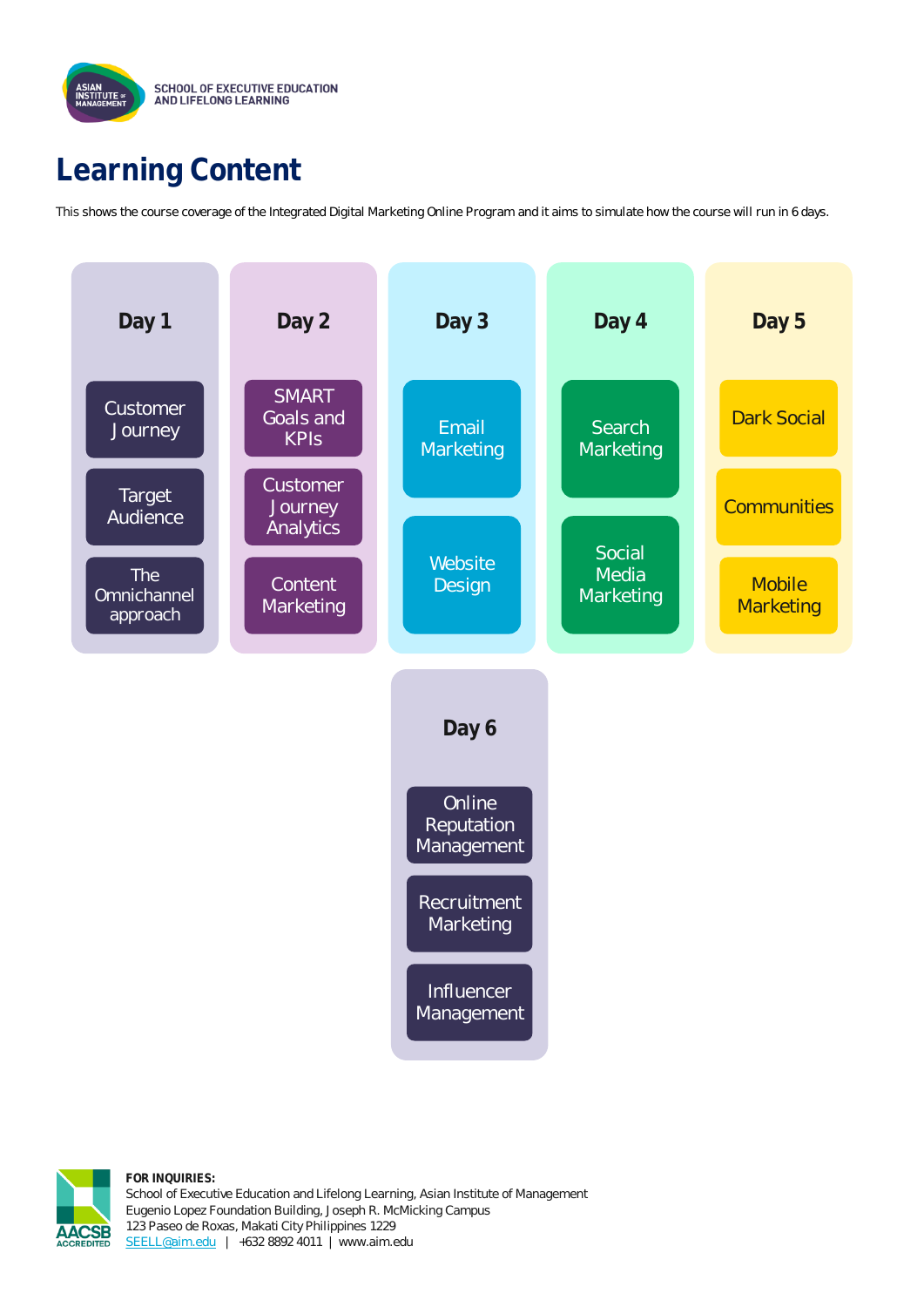ASIAN INSTITUTE of MANAGEMENT

SCHOOL OF EXECUTIVE EDUCATION AND LIFELONG LEARNING

# Learning Content

This shows the course coverage of the Integrated Digital Marketing Online Program and it aims to simulate how the course will run in 6 days.

## Day 1

- Customer Journey
- Target Audience
- The Omnichannel approach

## Day 2

- SMART Goals and KPIs
- Customer Journey Analytics
- Content Marketing

## Day 3

- Email Marketing
- Website Design

## Day 4

- Search Marketing
- Social Media Marketing

## Day 5

- Dark Social
- Communities
- Mobile Marketing

## Day 6

- Online Reputation Management
- Recruitment Marketing
- Influencer Management

AACSB ACCREDITED

**FOR INQUIRIES:**
School of Executive Education and Lifelong Learning, Asian Institute of Management
Eugenio Lopez Foundation Building, Joseph R. McMicking Campus
123 Paseo de Roxas, Makati City Philippines 1229
SEELL@aim.edu | +632 8892 4011 | www.aim.edu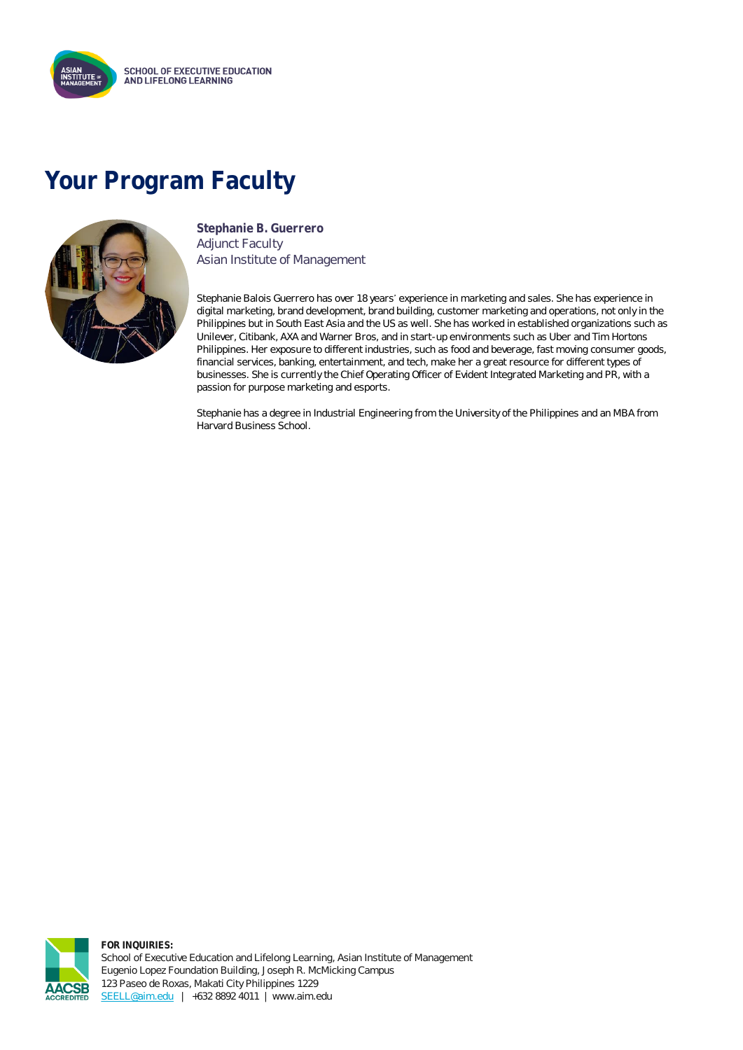# Your Program Faculty

**Stephanie B. Guerrero**
Adjunct Faculty
Asian Institute of Management

Stephanie Balois Guerrero has over 18 years' experience in marketing and sales. She has experience in digital marketing, brand development, brand building, customer marketing and operations, not only in the Philippines but in South East Asia and the US as well. She has worked in established organizations such as Unilever, Citibank, AXA and Warner Bros, and in start-up environments such as Uber and Tim Hortons Philippines. Her exposure to different industries, such as food and beverage, fast moving consumer goods, financial services, banking, entertainment, and tech, make her a great resource for different types of businesses. She is currently the Chief Operating Officer of Evident Integrated Marketing and PR, with a passion for purpose marketing and esports.

Stephanie has a degree in Industrial Engineering from the University of the Philippines and an MBA from Harvard Business School.

**FOR INQUIRIES:**
School of Executive Education and Lifelong Learning, Asian Institute of Management
Eugenio Lopez Foundation Building, Joseph R. McMicking Campus
123 Paseo de Roxas, Makati City Philippines 1229
SEELL@aim.edu | +632 8892 4011 | www.aim.edu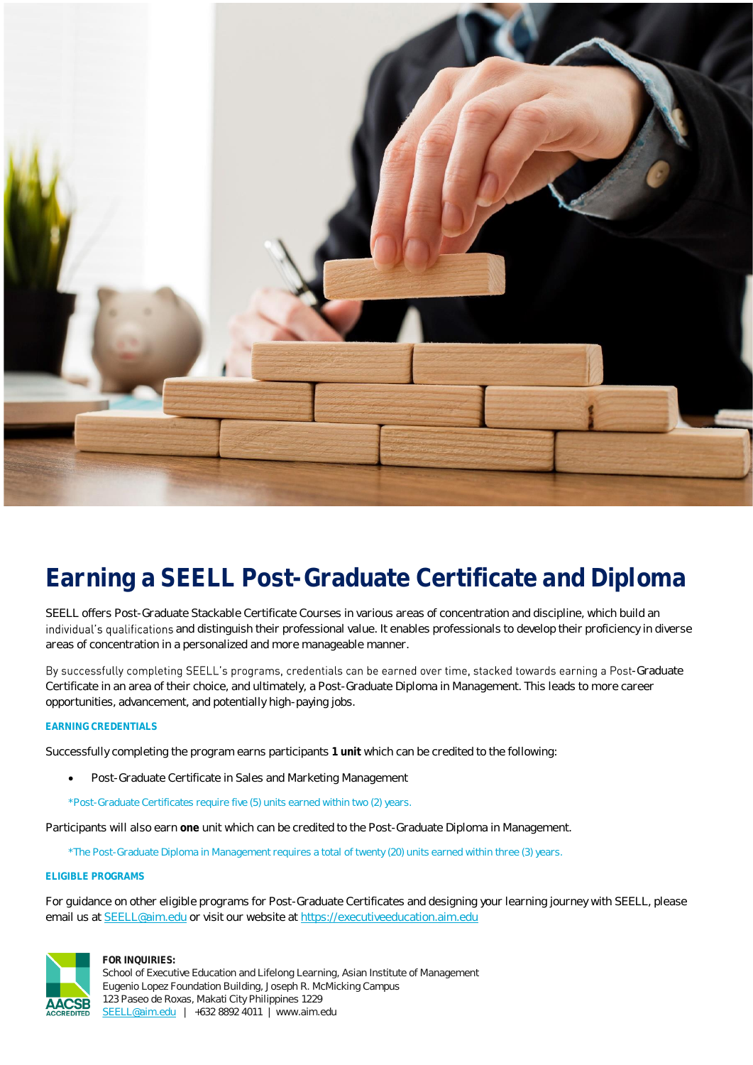# Earning a SEELL Post-Graduate Certificate and Diploma

SEELL offers Post-Graduate Stackable Certificate Courses in various areas of concentration and discipline, which build an individual's qualifications and distinguish their professional value. It enables professionals to develop their proficiency in diverse areas of concentration in a personalized and more manageable manner.

By successfully completing SEELL's programs, credentials can be earned over time, stacked towards earning a Post-Graduate Certificate in an area of their choice, and ultimately, a Post-Graduate Diploma in Management. This leads to more career opportunities, advancement, and potentially high-paying jobs.

### EARNING CREDENTIALS

Successfully completing the program earns participants **1 unit** which can be credited to the following:

- Post-Graduate Certificate in Sales and Marketing Management

*Post-Graduate Certificates require five (5) units earned within two (2) years.

Participants will also earn **one** unit which can be credited to the Post-Graduate Diploma in Management.

*The Post-Graduate Diploma in Management requires a total of twenty (20) units earned within three (3) years.

### ELIGIBLE PROGRAMS

For guidance on other eligible programs for Post-Graduate Certificates and designing your learning journey with SEELL, please email us at SEELL@aim.edu or visit our website at https://executiveeducation.aim.edu

AACSB ACCREDITED

**FOR INQUIRIES:**
School of Executive Education and Lifelong Learning, Asian Institute of Management
Eugenio Lopez Foundation Building, Joseph R. McMicking Campus
123 Paseo de Roxas, Makati City Philippines 1229
SEELL@aim.edu | +632 8892 4011 | www.aim.edu